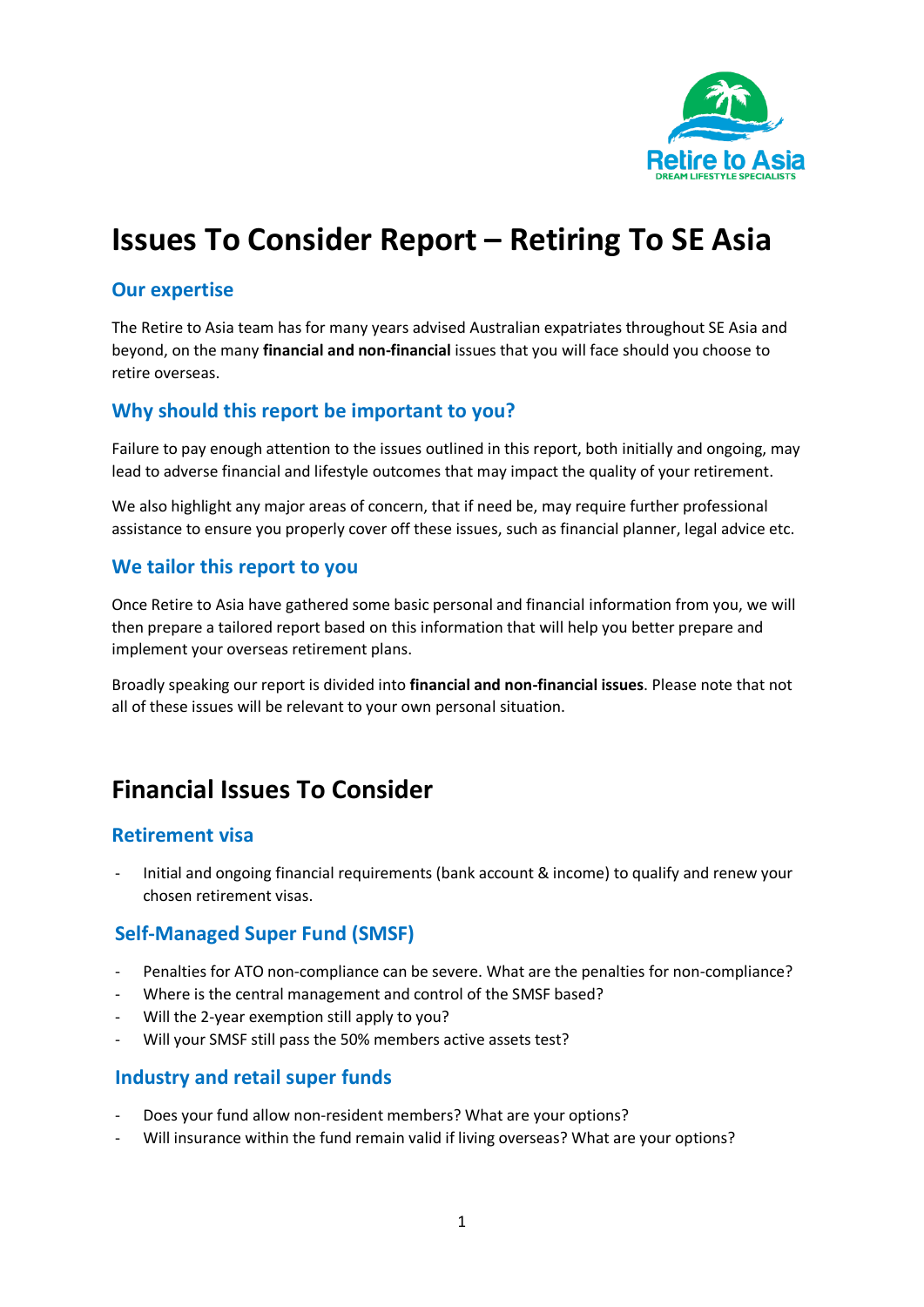# Issues To Consider Report – Retiring To SE Asia

## Our expertise

The Retire to Asia team has for many years advised Australian expatriates throughout SE Asia and beyond, on the many **financial and non-financial** issues that you will face should you choose to retire overseas.

## Why should this report be important to you?

Failure to pay enough attention to the issues outlined in this report, both initially and ongoing, may lead to adverse financial and lifestyle outcomes that may impact the quality of your retirement.

We also highlight any major areas of concern, that if need be, may require further professional assistance to ensure you properly cover off these issues, such as financial planner, legal advice etc.

## We tailor this report to you

Once Retire to Asia have gathered some basic personal and financial information from you, we will then prepare a tailored report based on this information that will help you better prepare and implement your overseas retirement plans.

Broadly speaking our report is divided into **financial and non-financial issues**. Please note that not all of these issues will be relevant to your own personal situation.

# Financial Issues To Consider

## Retirement visa

- Initial and ongoing financial requirements (bank account & income) to qualify and renew your chosen retirement visas.

## Self-Managed Super Fund (SMSF)

- Penalties for ATO non-compliance can be severe. What are the penalties for non-compliance?
- Where is the central management and control of the SMSF based?
- Will the 2-year exemption still apply to you?
- Will your SMSF still pass the 50% members active assets test?

## Industry and retail super funds

- Does your fund allow non-resident members? What are your options?
- Will insurance within the fund remain valid if living overseas? What are your options?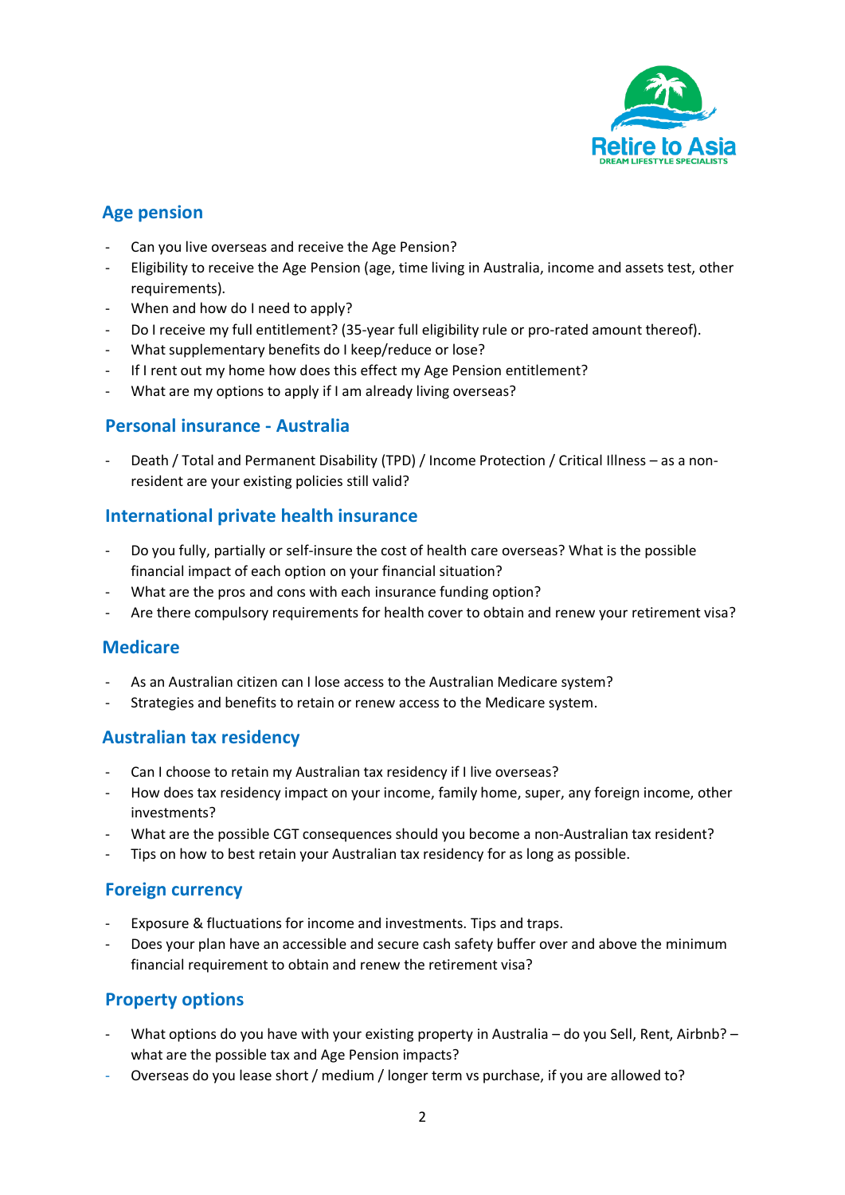## Age pension

- Can you live overseas and receive the Age Pension?
- Eligibility to receive the Age Pension (age, time living in Australia, income and assets test, other requirements).
- When and how do I need to apply?
- Do I receive my full entitlement? (35-year full eligibility rule or pro-rated amount thereof).
- What supplementary benefits do I keep/reduce or lose?
- If I rent out my home how does this effect my Age Pension entitlement?
- What are my options to apply if I am already living overseas?

## Personal insurance - Australia

- Death / Total and Permanent Disability (TPD) / Income Protection / Critical Illness – as a non-resident are your existing policies still valid?

## International private health insurance

- Do you fully, partially or self-insure the cost of health care overseas? What is the possible financial impact of each option on your financial situation?
- What are the pros and cons with each insurance funding option?
- Are there compulsory requirements for health cover to obtain and renew your retirement visa?

## Medicare

- As an Australian citizen can I lose access to the Australian Medicare system?
- Strategies and benefits to retain or renew access to the Medicare system.

## Australian tax residency

- Can I choose to retain my Australian tax residency if I live overseas?
- How does tax residency impact on your income, family home, super, any foreign income, other investments?
- What are the possible CGT consequences should you become a non-Australian tax resident?
- Tips on how to best retain your Australian tax residency for as long as possible.

## Foreign currency

- Exposure & fluctuations for income and investments. Tips and traps.
- Does your plan have an accessible and secure cash safety buffer over and above the minimum financial requirement to obtain and renew the retirement visa?

## Property options

- What options do you have with your existing property in Australia – do you Sell, Rent, Airbnb? – what are the possible tax and Age Pension impacts?
- Overseas do you lease short / medium / longer term vs purchase, if you are allowed to?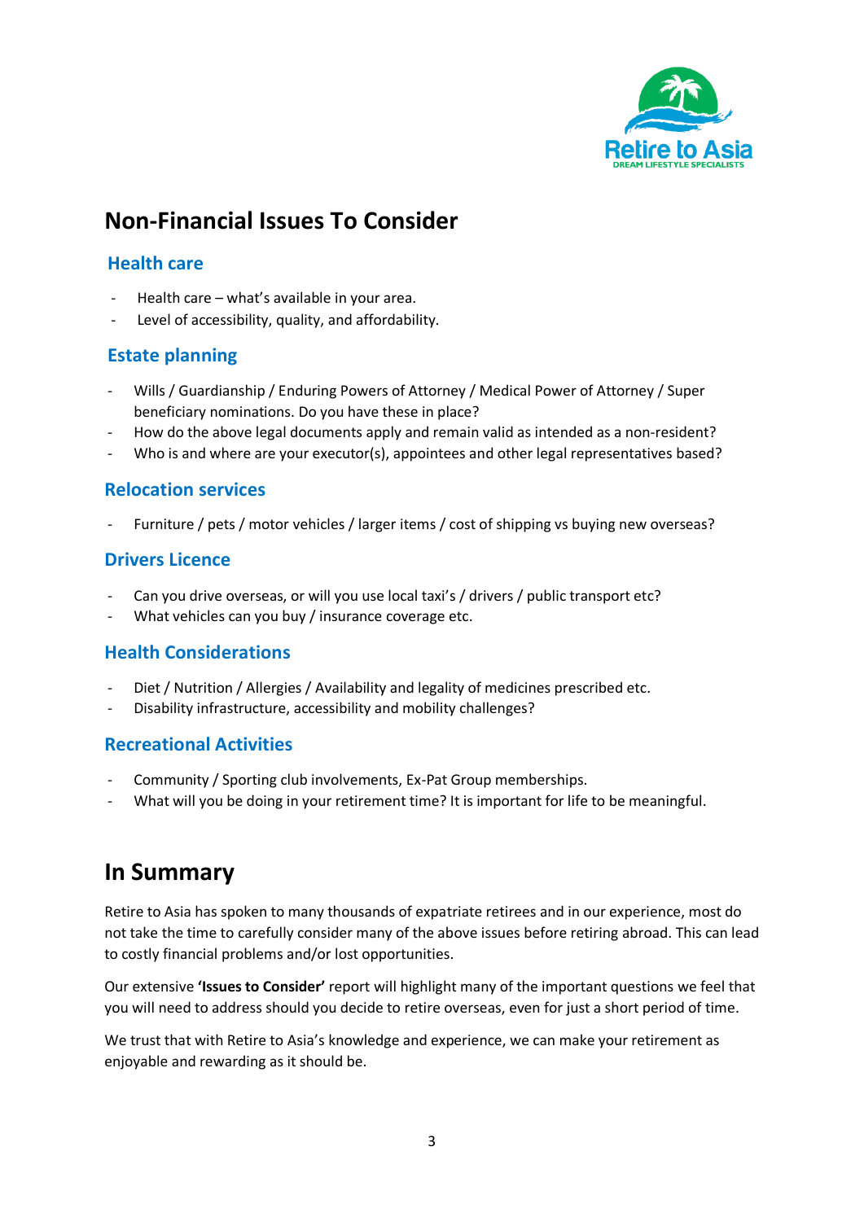## Non-Financial Issues To Consider

### Health care

- Health care – what's available in your area.
- Level of accessibility, quality, and affordability.

### Estate planning

- Wills / Guardianship / Enduring Powers of Attorney / Medical Power of Attorney / Super beneficiary nominations. Do you have these in place?
- How do the above legal documents apply and remain valid as intended as a non-resident?
- Who is and where are your executor(s), appointees and other legal representatives based?

### Relocation services

- Furniture / pets / motor vehicles / larger items / cost of shipping vs buying new overseas?

### Drivers Licence

- Can you drive overseas, or will you use local taxi's / drivers / public transport etc?
- What vehicles can you buy / insurance coverage etc.

### Health Considerations

- Diet / Nutrition / Allergies / Availability and legality of medicines prescribed etc.
- Disability infrastructure, accessibility and mobility challenges?

### Recreational Activities

- Community / Sporting club involvements, Ex-Pat Group memberships.
- What will you be doing in your retirement time? It is important for life to be meaningful.

## In Summary

Retire to Asia has spoken to many thousands of expatriate retirees and in our experience, most do not take the time to carefully consider many of the above issues before retiring abroad. This can lead to costly financial problems and/or lost opportunities.

Our extensive **'Issues to Consider'** report will highlight many of the important questions we feel that you will need to address should you decide to retire overseas, even for just a short period of time.

We trust that with Retire to Asia's knowledge and experience, we can make your retirement as enjoyable and rewarding as it should be.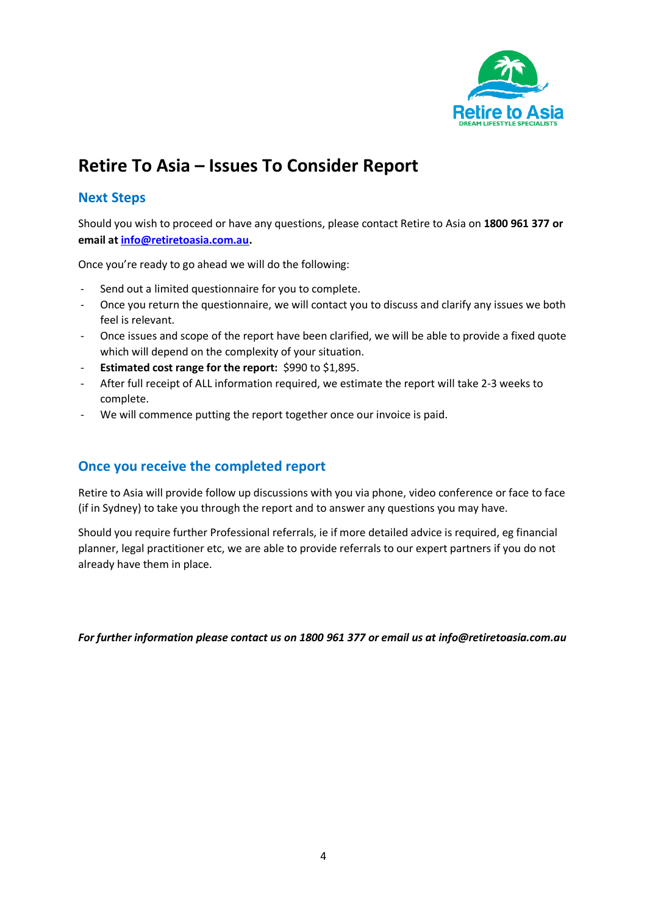# Retire To Asia – Issues To Consider Report

## Next Steps

Should you wish to proceed or have any questions, please contact Retire to Asia on **1800 961 377 or email at [info@retiretoasia.com.au](mailto:info@retiretoasia.com.au).**

Once you're ready to go ahead we will do the following:

- Send out a limited questionnaire for you to complete.
- Once you return the questionnaire, we will contact you to discuss and clarify any issues we both feel is relevant.
- Once issues and scope of the report have been clarified, we will be able to provide a fixed quote which will depend on the complexity of your situation.
- **Estimated cost range for the report:** $990 to $1,895.
- After full receipt of ALL information required, we estimate the report will take 2-3 weeks to complete.
- We will commence putting the report together once our invoice is paid.

## Once you receive the completed report

Retire to Asia will provide follow up discussions with you via phone, video conference or face to face (if in Sydney) to take you through the report and to answer any questions you may have.

Should you require further Professional referrals, ie if more detailed advice is required, eg financial planner, legal practitioner etc, we are able to provide referrals to our expert partners if you do not already have them in place.

***For further information please contact us on 1800 961 377 or email us at info@retiretoasia.com.au***